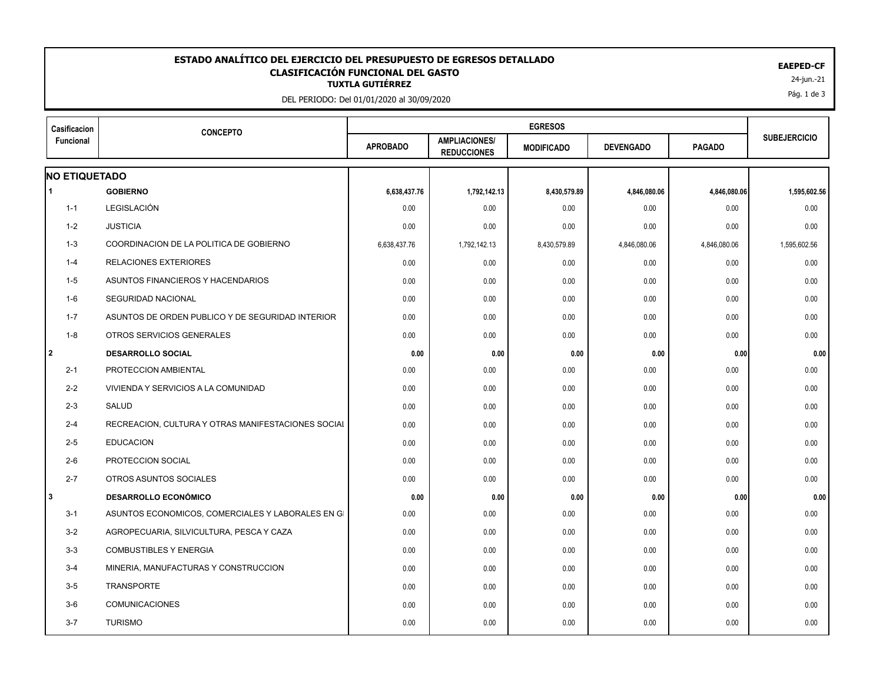# ESTADO ANALÍTICO DEL EJERCICIO DEL PRESUPUESTO DE EGRESOS DETALLADO

## CLASIFICACIÓN FUNCIONAL DEL GASTO

### TUXTLA GUTIÉRREZ

DEL PERIODO: Del 01/01/2020 al 30/09/2020

**EAEPED-CF**

24-jun.-21

| Casificacion Funcional | CONCEPTO | EGRESOS | | | | | SUBEJERCICIO |
|---|---|---|---|---|---|---|---|
| | | APROBADO | AMPLIACIONES/ REDUCCIONES | MODIFICADO | DEVENGADO | PAGADO | |
| **NO ETIQUETADO** | | | | | | | |
| **1** | **GOBIERNO** | **6,638,437.76** | **1,792,142.13** | **8,430,579.89** | **4,846,080.06** | **4,846,080.06** | **1,595,602.56** |
| 1-1 | LEGISLACIÓN | 0.00 | 0.00 | 0.00 | 0.00 | 0.00 | 0.00 |
| 1-2 | JUSTICIA | 0.00 | 0.00 | 0.00 | 0.00 | 0.00 | 0.00 |
| 1-3 | COORDINACION DE LA POLITICA DE GOBIERNO | 6,638,437.76 | 1,792,142.13 | 8,430,579.89 | 4,846,080.06 | 4,846,080.06 | 1,595,602.56 |
| 1-4 | RELACIONES EXTERIORES | 0.00 | 0.00 | 0.00 | 0.00 | 0.00 | 0.00 |
| 1-5 | ASUNTOS FINANCIEROS Y HACENDARIOS | 0.00 | 0.00 | 0.00 | 0.00 | 0.00 | 0.00 |
| 1-6 | SEGURIDAD NACIONAL | 0.00 | 0.00 | 0.00 | 0.00 | 0.00 | 0.00 |
| 1-7 | ASUNTOS DE ORDEN PUBLICO Y DE SEGURIDAD INTERIOR | 0.00 | 0.00 | 0.00 | 0.00 | 0.00 | 0.00 |
| 1-8 | OTROS SERVICIOS GENERALES | 0.00 | 0.00 | 0.00 | 0.00 | 0.00 | 0.00 |
| **2** | **DESARROLLO SOCIAL** | **0.00** | **0.00** | **0.00** | **0.00** | **0.00** | **0.00** |
| 2-1 | PROTECCION AMBIENTAL | 0.00 | 0.00 | 0.00 | 0.00 | 0.00 | 0.00 |
| 2-2 | VIVIENDA Y SERVICIOS A LA COMUNIDAD | 0.00 | 0.00 | 0.00 | 0.00 | 0.00 | 0.00 |
| 2-3 | SALUD | 0.00 | 0.00 | 0.00 | 0.00 | 0.00 | 0.00 |
| 2-4 | RECREACION, CULTURA Y OTRAS MANIFESTACIONES SOCIAL | 0.00 | 0.00 | 0.00 | 0.00 | 0.00 | 0.00 |
| 2-5 | EDUCACION | 0.00 | 0.00 | 0.00 | 0.00 | 0.00 | 0.00 |
| 2-6 | PROTECCION SOCIAL | 0.00 | 0.00 | 0.00 | 0.00 | 0.00 | 0.00 |
| 2-7 | OTROS ASUNTOS SOCIALES | 0.00 | 0.00 | 0.00 | 0.00 | 0.00 | 0.00 |
| **3** | **DESARROLLO ECONÓMICO** | **0.00** | **0.00** | **0.00** | **0.00** | **0.00** | **0.00** |
| 3-1 | ASUNTOS ECONOMICOS, COMERCIALES Y LABORALES EN G | 0.00 | 0.00 | 0.00 | 0.00 | 0.00 | 0.00 |
| 3-2 | AGROPECUARIA, SILVICULTURA, PESCA Y CAZA | 0.00 | 0.00 | 0.00 | 0.00 | 0.00 | 0.00 |
| 3-3 | COMBUSTIBLES Y ENERGIA | 0.00 | 0.00 | 0.00 | 0.00 | 0.00 | 0.00 |
| 3-4 | MINERIA, MANUFACTURAS Y CONSTRUCCION | 0.00 | 0.00 | 0.00 | 0.00 | 0.00 | 0.00 |
| 3-5 | TRANSPORTE | 0.00 | 0.00 | 0.00 | 0.00 | 0.00 | 0.00 |
| 3-6 | COMUNICACIONES | 0.00 | 0.00 | 0.00 | 0.00 | 0.00 | 0.00 |
| 3-7 | TURISMO | 0.00 | 0.00 | 0.00 | 0.00 | 0.00 | 0.00 |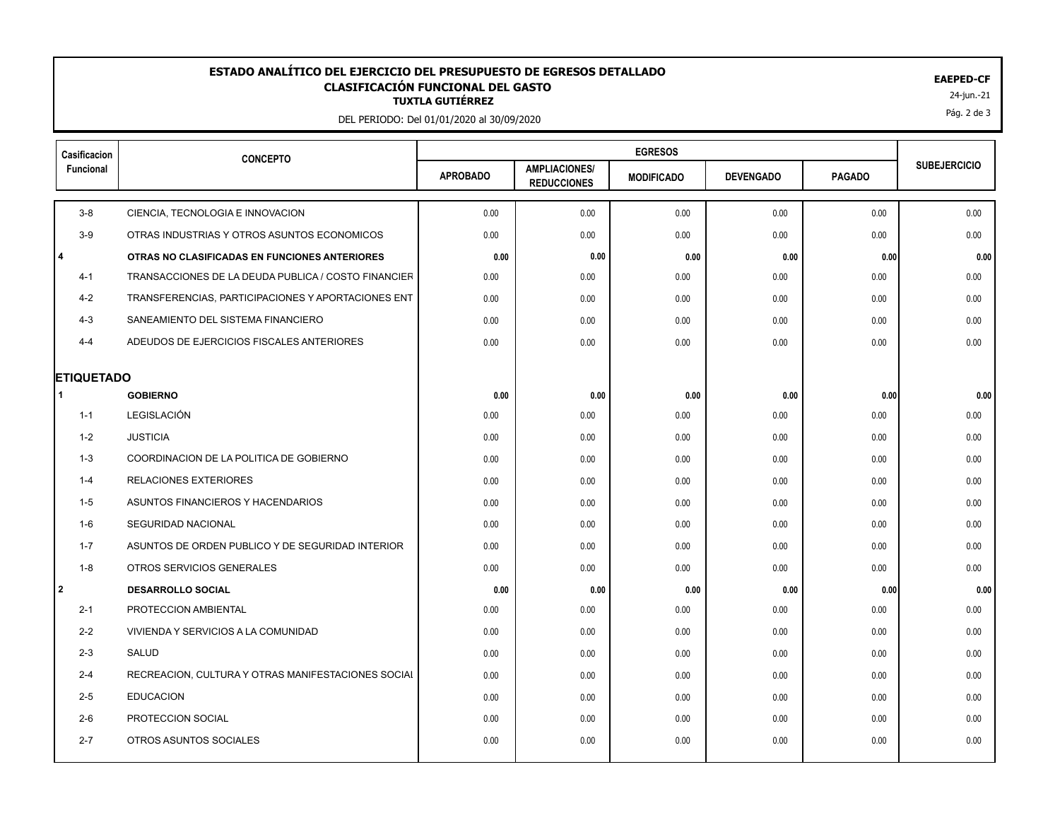**ESTADO ANALÍTICO DEL EJERCICIO DEL PRESUPUESTO DE EGRESOS DETALLADO**
**CLASIFICACIÓN FUNCIONAL DEL GASTO**
**TUXTLA GUTIÉRREZ**
DEL PERIODO: Del 01/01/2020 al 30/09/2020

**EAEPED-CF**
24-jun.-21

| Casificacion Funcional | CONCEPTO | EGRESOS | | | | | SUBEJERCICIO |
|---|---|---|---|---|---|---|---|
| | | APROBADO | AMPLIACIONES/ REDUCCIONES | MODIFICADO | DEVENGADO | PAGADO | |
| 3-8 | CIENCIA, TECNOLOGIA E INNOVACION | 0.00 | 0.00 | 0.00 | 0.00 | 0.00 | 0.00 |
| 3-9 | OTRAS INDUSTRIAS Y OTROS ASUNTOS ECONOMICOS | 0.00 | 0.00 | 0.00 | 0.00 | 0.00 | 0.00 |
| **4** | **OTRAS NO CLASIFICADAS EN FUNCIONES ANTERIORES** | **0.00** | **0.00** | **0.00** | **0.00** | **0.00** | **0.00** |
| 4-1 | TRANSACCIONES DE LA DEUDA PUBLICA / COSTO FINANCIER | 0.00 | 0.00 | 0.00 | 0.00 | 0.00 | 0.00 |
| 4-2 | TRANSFERENCIAS, PARTICIPACIONES Y APORTACIONES ENT | 0.00 | 0.00 | 0.00 | 0.00 | 0.00 | 0.00 |
| 4-3 | SANEAMIENTO DEL SISTEMA FINANCIERO | 0.00 | 0.00 | 0.00 | 0.00 | 0.00 | 0.00 |
| 4-4 | ADEUDOS DE EJERCICIOS FISCALES ANTERIORES | 0.00 | 0.00 | 0.00 | 0.00 | 0.00 | 0.00 |
| **ETIQUETADO** | | | | | | | |
| **1** | **GOBIERNO** | **0.00** | **0.00** | **0.00** | **0.00** | **0.00** | **0.00** |
| 1-1 | LEGISLACIÓN | 0.00 | 0.00 | 0.00 | 0.00 | 0.00 | 0.00 |
| 1-2 | JUSTICIA | 0.00 | 0.00 | 0.00 | 0.00 | 0.00 | 0.00 |
| 1-3 | COORDINACION DE LA POLITICA DE GOBIERNO | 0.00 | 0.00 | 0.00 | 0.00 | 0.00 | 0.00 |
| 1-4 | RELACIONES EXTERIORES | 0.00 | 0.00 | 0.00 | 0.00 | 0.00 | 0.00 |
| 1-5 | ASUNTOS FINANCIEROS Y HACENDARIOS | 0.00 | 0.00 | 0.00 | 0.00 | 0.00 | 0.00 |
| 1-6 | SEGURIDAD NACIONAL | 0.00 | 0.00 | 0.00 | 0.00 | 0.00 | 0.00 |
| 1-7 | ASUNTOS DE ORDEN PUBLICO Y DE SEGURIDAD INTERIOR | 0.00 | 0.00 | 0.00 | 0.00 | 0.00 | 0.00 |
| 1-8 | OTROS SERVICIOS GENERALES | 0.00 | 0.00 | 0.00 | 0.00 | 0.00 | 0.00 |
| **2** | **DESARROLLO SOCIAL** | **0.00** | **0.00** | **0.00** | **0.00** | **0.00** | **0.00** |
| 2-1 | PROTECCION AMBIENTAL | 0.00 | 0.00 | 0.00 | 0.00 | 0.00 | 0.00 |
| 2-2 | VIVIENDA Y SERVICIOS A LA COMUNIDAD | 0.00 | 0.00 | 0.00 | 0.00 | 0.00 | 0.00 |
| 2-3 | SALUD | 0.00 | 0.00 | 0.00 | 0.00 | 0.00 | 0.00 |
| 2-4 | RECREACION, CULTURA Y OTRAS MANIFESTACIONES SOCIAL | 0.00 | 0.00 | 0.00 | 0.00 | 0.00 | 0.00 |
| 2-5 | EDUCACION | 0.00 | 0.00 | 0.00 | 0.00 | 0.00 | 0.00 |
| 2-6 | PROTECCION SOCIAL | 0.00 | 0.00 | 0.00 | 0.00 | 0.00 | 0.00 |
| 2-7 | OTROS ASUNTOS SOCIALES | 0.00 | 0.00 | 0.00 | 0.00 | 0.00 | 0.00 |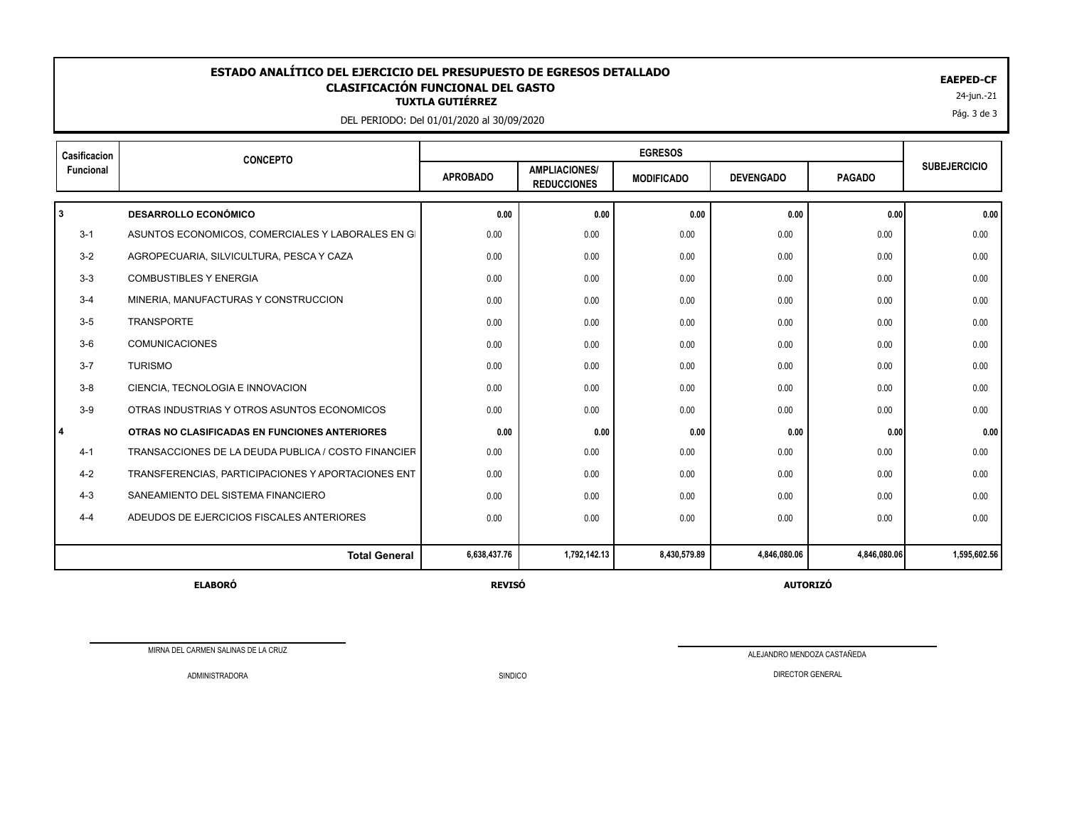# ESTADO ANALÍTICO DEL EJERCICIO DEL PRESUPUESTO DE EGRESOS DETALLADO

## CLASIFICACIÓN FUNCIONAL DEL GASTO

### TUXTLA GUTIÉRREZ

DEL PERIODO: Del 01/01/2020 al 30/09/2020

**EAEPED-CF**

24-jun.-21

| Casificacion Funcional | CONCEPTO | EGRESOS | | | | | SUBEJERCICIO |
|---|---|---|---|---|---|---|---|
| | | APROBADO | AMPLIACIONES/ REDUCCIONES | MODIFICADO | DEVENGADO | PAGADO | |
| **3** | **DESARROLLO ECONÓMICO** | **0.00** | **0.00** | **0.00** | **0.00** | **0.00** | **0.00** |
| 3-1 | ASUNTOS ECONOMICOS, COMERCIALES Y LABORALES EN GI | 0.00 | 0.00 | 0.00 | 0.00 | 0.00 | 0.00 |
| 3-2 | AGROPECUARIA, SILVICULTURA, PESCA Y CAZA | 0.00 | 0.00 | 0.00 | 0.00 | 0.00 | 0.00 |
| 3-3 | COMBUSTIBLES Y ENERGIA | 0.00 | 0.00 | 0.00 | 0.00 | 0.00 | 0.00 |
| 3-4 | MINERIA, MANUFACTURAS Y CONSTRUCCION | 0.00 | 0.00 | 0.00 | 0.00 | 0.00 | 0.00 |
| 3-5 | TRANSPORTE | 0.00 | 0.00 | 0.00 | 0.00 | 0.00 | 0.00 |
| 3-6 | COMUNICACIONES | 0.00 | 0.00 | 0.00 | 0.00 | 0.00 | 0.00 |
| 3-7 | TURISMO | 0.00 | 0.00 | 0.00 | 0.00 | 0.00 | 0.00 |
| 3-8 | CIENCIA, TECNOLOGIA E INNOVACION | 0.00 | 0.00 | 0.00 | 0.00 | 0.00 | 0.00 |
| 3-9 | OTRAS INDUSTRIAS Y OTROS ASUNTOS ECONOMICOS | 0.00 | 0.00 | 0.00 | 0.00 | 0.00 | 0.00 |
| **4** | **OTRAS NO CLASIFICADAS EN FUNCIONES ANTERIORES** | **0.00** | **0.00** | **0.00** | **0.00** | **0.00** | **0.00** |
| 4-1 | TRANSACCIONES DE LA DEUDA PUBLICA / COSTO FINANCIER | 0.00 | 0.00 | 0.00 | 0.00 | 0.00 | 0.00 |
| 4-2 | TRANSFERENCIAS, PARTICIPACIONES Y APORTACIONES ENT | 0.00 | 0.00 | 0.00 | 0.00 | 0.00 | 0.00 |
| 4-3 | SANEAMIENTO DEL SISTEMA FINANCIERO | 0.00 | 0.00 | 0.00 | 0.00 | 0.00 | 0.00 |
| 4-4 | ADEUDOS DE EJERCICIOS FISCALES ANTERIORES | 0.00 | 0.00 | 0.00 | 0.00 | 0.00 | 0.00 |
| | **Total General** | **6,638,437.76** | **1,792,142.13** | **8,430,579.89** | **4,846,080.06** | **4,846,080.06** | **1,595,602.56** |

**ELABORÓ** | **REVISÓ** | **AUTORIZÓ**

MIRNA DEL CARMEN SALINAS DE LA CRUZ

ADMINISTRADORA

SINDICO

ALEJANDRO MENDOZA CASTAÑEDA

DIRECTOR GENERAL